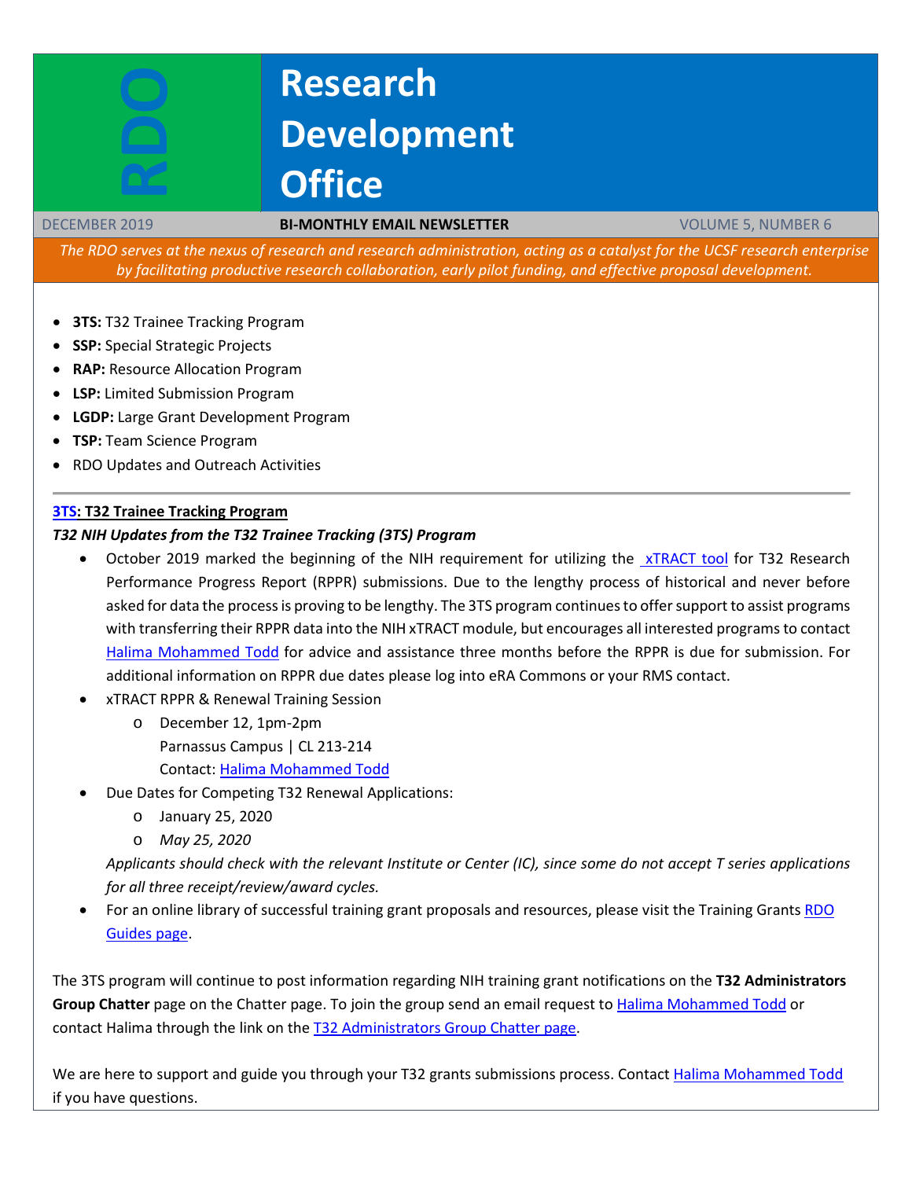# RDO Research Development Office

DECEMBER 2019 **BI-MONTHLY EMAIL NEWSLETTER** VOLUME 5, NUMBER 6

*The RDO serves at the nexus of research and research administration, acting as a catalyst for the UCSF research enterprise by facilitating productive research collaboration, early pilot funding, and effective proposal development.*

- **3TS:** T32 Trainee Tracking Program
- **SSP:** Special Strategic Projects
- **RAP:** Resource Allocation Program
- **LSP:** Limited Submission Program
- **LGDP:** Large Grant Development Program
- **TSP:** Team Science Program
- RDO Updates and Outreach Activities

---

## 3TS: T32 Trainee Tracking Program

***T32 NIH Updates from the T32 Trainee Tracking (3TS) Program***

- October 2019 marked the beginning of the NIH requirement for utilizing the xTRACT tool for T32 Research Performance Progress Report (RPPR) submissions. Due to the lengthy process of historical and never before asked for data the process is proving to be lengthy. The 3TS program continues to offer support to assist programs with transferring their RPPR data into the NIH xTRACT module, but encourages all interested programs to contact Halima Mohammed Todd for advice and assistance three months before the RPPR is due for submission. For additional information on RPPR due dates please log into eRA Commons or your RMS contact.
- xTRACT RPPR & Renewal Training Session
  - December 12, 1pm-2pm
    Parnassus Campus | CL 213-214
    Contact: Halima Mohammed Todd
- Due Dates for Competing T32 Renewal Applications:
  - January 25, 2020
  - *May 25, 2020*

  *Applicants should check with the relevant Institute or Center (IC), since some do not accept T series applications for all three receipt/review/award cycles.*
- For an online library of successful training grant proposals and resources, please visit the Training Grants RDO Guides page.

The 3TS program will continue to post information regarding NIH training grant notifications on the **T32 Administrators Group Chatter** page on the Chatter page. To join the group send an email request to Halima Mohammed Todd or contact Halima through the link on the T32 Administrators Group Chatter page.

We are here to support and guide you through your T32 grants submissions process. Contact Halima Mohammed Todd if you have questions.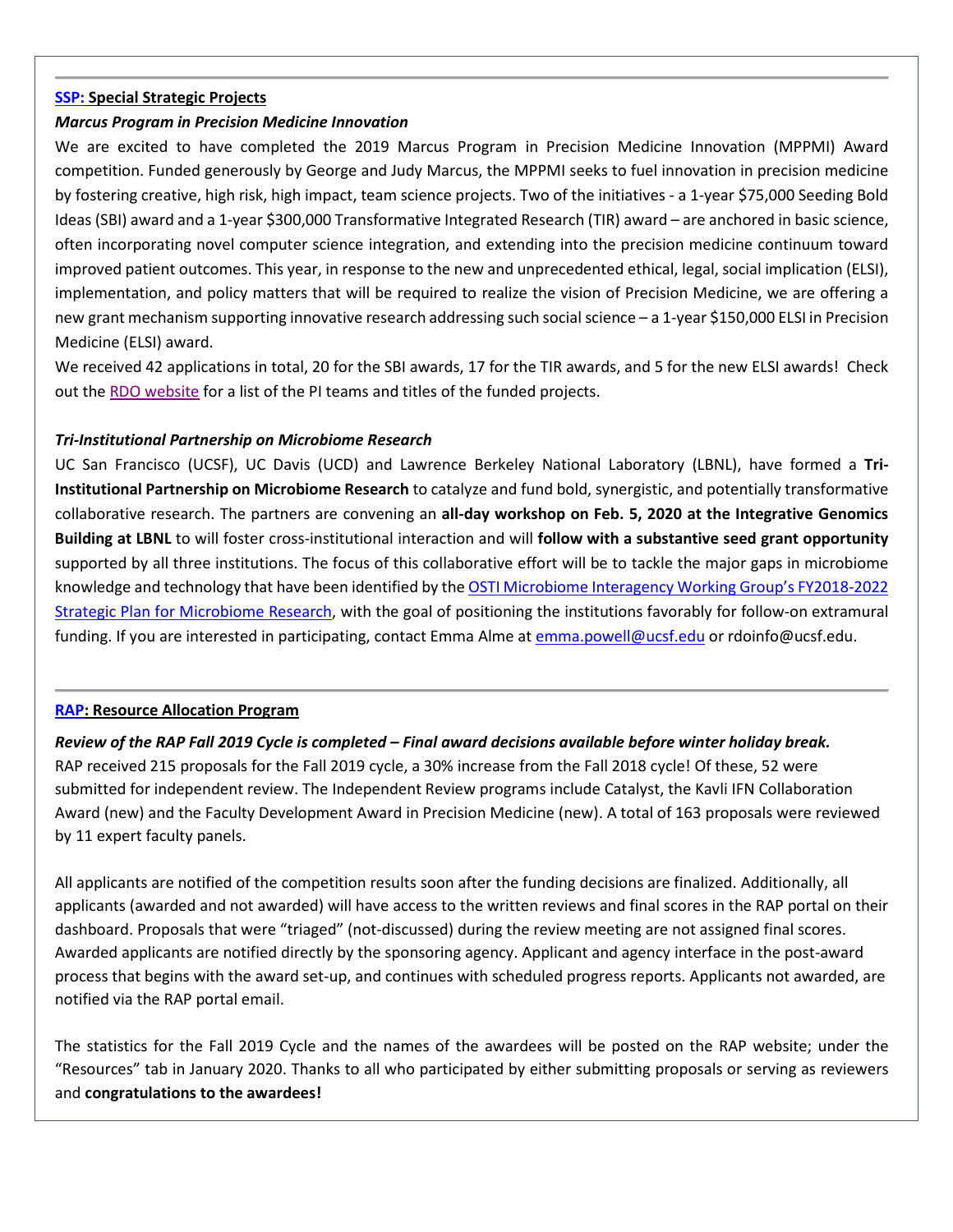## SSP: Special Strategic Projects

### *Marcus Program in Precision Medicine Innovation*

We are excited to have completed the 2019 Marcus Program in Precision Medicine Innovation (MPPMI) Award competition. Funded generously by George and Judy Marcus, the MPPMI seeks to fuel innovation in precision medicine by fostering creative, high risk, high impact, team science projects. Two of the initiatives - a 1-year $75,000 Seeding Bold Ideas (SBI) award and a 1-year $300,000 Transformative Integrated Research (TIR) award – are anchored in basic science, often incorporating novel computer science integration, and extending into the precision medicine continuum toward improved patient outcomes. This year, in response to the new and unprecedented ethical, legal, social implication (ELSI), implementation, and policy matters that will be required to realize the vision of Precision Medicine, we are offering a new grant mechanism supporting innovative research addressing such social science – a 1-year $150,000 ELSI in Precision Medicine (ELSI) award.

We received 42 applications in total, 20 for the SBI awards, 17 for the TIR awards, and 5 for the new ELSI awards! Check out the RDO website for a list of the PI teams and titles of the funded projects.

### *Tri-Institutional Partnership on Microbiome Research*

UC San Francisco (UCSF), UC Davis (UCD) and Lawrence Berkeley National Laboratory (LBNL), have formed a **Tri-Institutional Partnership on Microbiome Research** to catalyze and fund bold, synergistic, and potentially transformative collaborative research. The partners are convening an **all-day workshop on Feb. 5, 2020 at the Integrative Genomics Building at LBNL** to will foster cross-institutional interaction and will **follow with a substantive seed grant opportunity** supported by all three institutions. The focus of this collaborative effort will be to tackle the major gaps in microbiome knowledge and technology that have been identified by the OSTI Microbiome Interagency Working Group's FY2018-2022 Strategic Plan for Microbiome Research, with the goal of positioning the institutions favorably for follow-on extramural funding. If you are interested in participating, contact Emma Alme at emma.powell@ucsf.edu or rdoinfo@ucsf.edu.

## RAP: Resource Allocation Program

***Review of the RAP Fall 2019 Cycle is completed – Final award decisions available before winter holiday break.***

RAP received 215 proposals for the Fall 2019 cycle, a 30% increase from the Fall 2018 cycle! Of these, 52 were submitted for independent review. The Independent Review programs include Catalyst, the Kavli IFN Collaboration Award (new) and the Faculty Development Award in Precision Medicine (new). A total of 163 proposals were reviewed by 11 expert faculty panels.

All applicants are notified of the competition results soon after the funding decisions are finalized. Additionally, all applicants (awarded and not awarded) will have access to the written reviews and final scores in the RAP portal on their dashboard. Proposals that were "triaged" (not-discussed) during the review meeting are not assigned final scores. Awarded applicants are notified directly by the sponsoring agency. Applicant and agency interface in the post-award process that begins with the award set-up, and continues with scheduled progress reports. Applicants not awarded, are notified via the RAP portal email.

The statistics for the Fall 2019 Cycle and the names of the awardees will be posted on the RAP website; under the "Resources" tab in January 2020. Thanks to all who participated by either submitting proposals or serving as reviewers and **congratulations to the awardees!**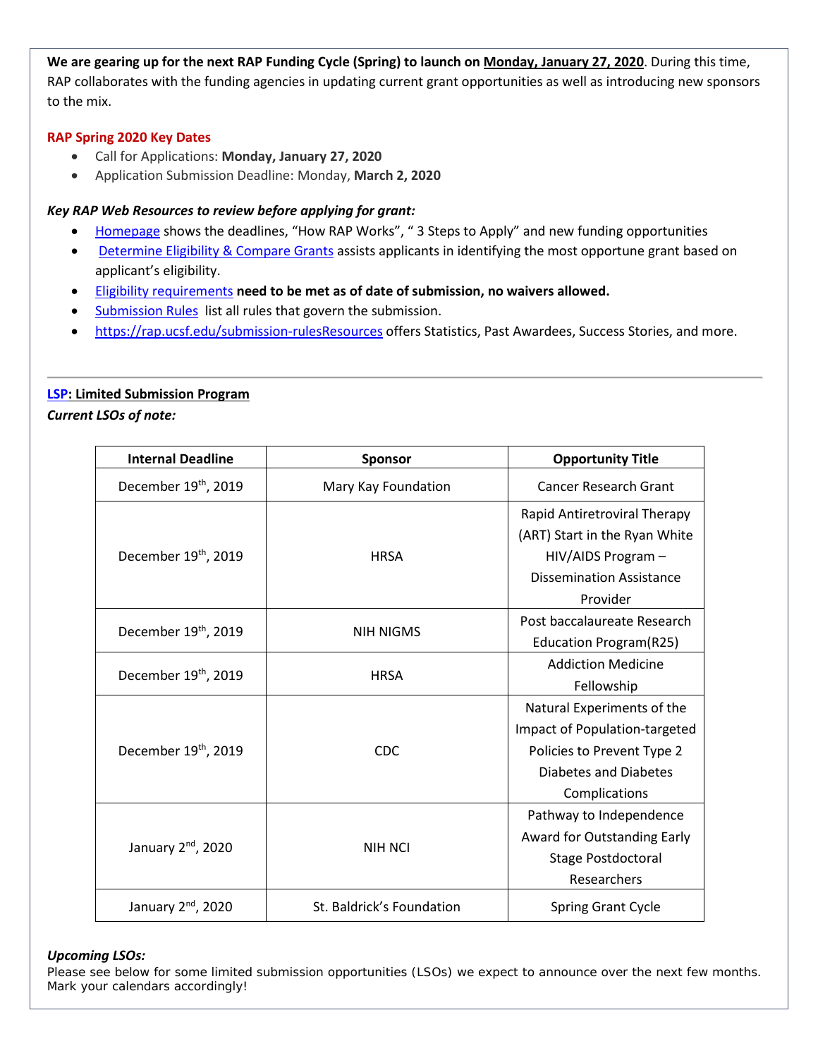**We are gearing up for the next RAP Funding Cycle (Spring) to launch on Monday, January 27, 2020**. During this time, RAP collaborates with the funding agencies in updating current grant opportunities as well as introducing new sponsors to the mix.

**RAP Spring 2020 Key Dates**

- Call for Applications: **Monday, January 27, 2020**
- Application Submission Deadline: Monday, **March 2, 2020**

***Key RAP Web Resources to review before applying for grant:***

- Homepage shows the deadlines, "How RAP Works", " 3 Steps to Apply" and new funding opportunities
- Determine Eligibility & Compare Grants assists applicants in identifying the most opportune grant based on applicant's eligibility.
- Eligibility requirements **need to be met as of date of submission, no waivers allowed.**
- Submission Rules list all rules that govern the submission.
- https://rap.ucsf.edu/submission-rulesResources offers Statistics, Past Awardees, Success Stories, and more.

---

**LSP: Limited Submission Program**

***Current LSOs of note:***

| Internal Deadline | Sponsor | Opportunity Title |
|---|---|---|
| December 19th, 2019 | Mary Kay Foundation | Cancer Research Grant |
| December 19th, 2019 | HRSA | Rapid Antiretroviral Therapy (ART) Start in the Ryan White HIV/AIDS Program – Dissemination Assistance Provider |
| December 19th, 2019 | NIH NIGMS | Post baccalaureate Research Education Program(R25) |
| December 19th, 2019 | HRSA | Addiction Medicine Fellowship |
| December 19th, 2019 | CDC | Natural Experiments of the Impact of Population-targeted Policies to Prevent Type 2 Diabetes and Diabetes Complications |
| January 2nd, 2020 | NIH NCI | Pathway to Independence Award for Outstanding Early Stage Postdoctoral Researchers |
| January 2nd, 2020 | St. Baldrick's Foundation | Spring Grant Cycle |

***Upcoming LSOs:***

Please see below for some limited submission opportunities (LSOs) we expect to announce over the next few months. Mark your calendars accordingly!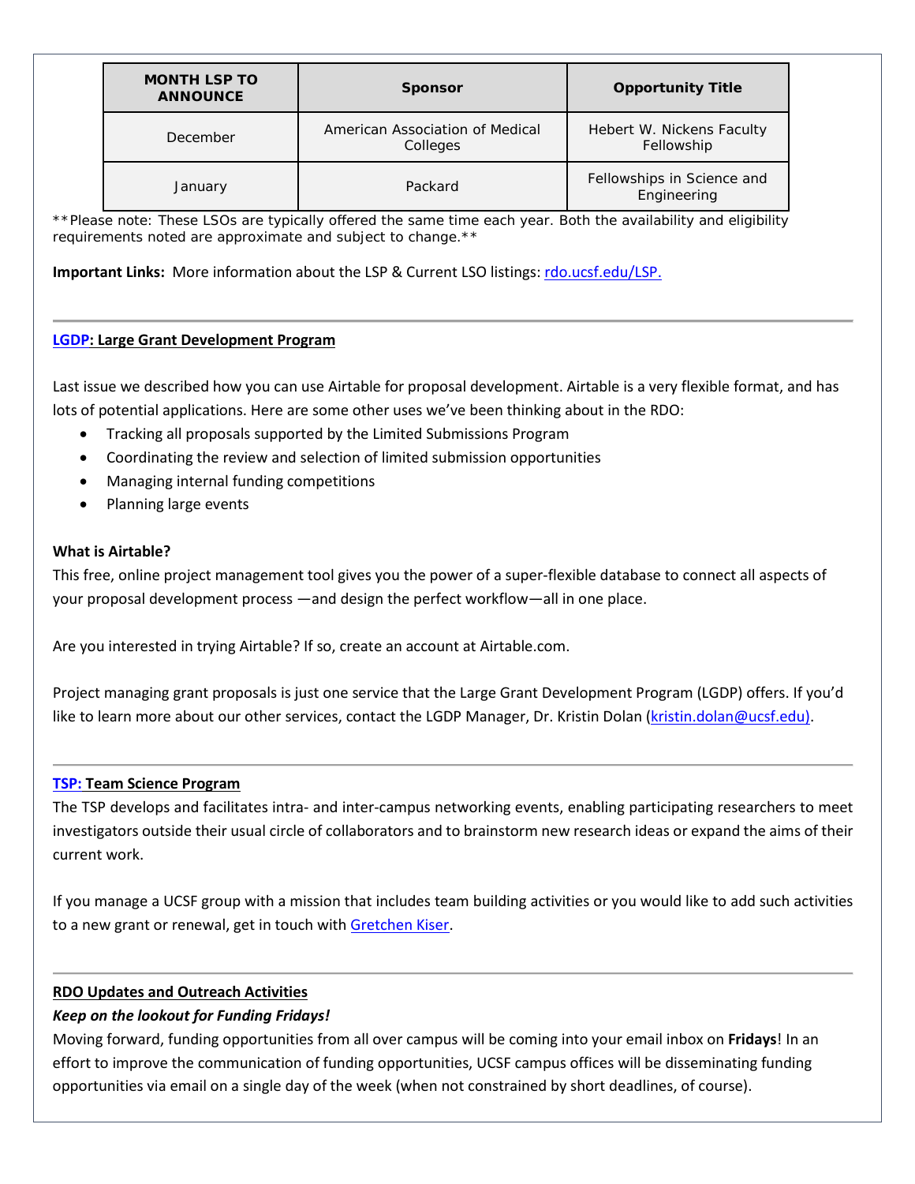| MONTH LSP TO ANNOUNCE | Sponsor | Opportunity Title |
|---|---|---|
| December | American Association of Medical Colleges | Hebert W. Nickens Faculty Fellowship |
| January | Packard | Fellowships in Science and Engineering |

**Please note: These LSOs are typically offered the same time each year. Both the availability and eligibility requirements noted are approximate and subject to change.**

**Important Links:** More information about the LSP & Current LSO listings: [rdo.ucsf.edu/LSP.](rdo.ucsf.edu/LSP)

---

**LGDP: Large Grant Development Program**

Last issue we described how you can use Airtable for proposal development. Airtable is a very flexible format, and has lots of potential applications. Here are some other uses we've been thinking about in the RDO:

- Tracking all proposals supported by the Limited Submissions Program
- Coordinating the review and selection of limited submission opportunities
- Managing internal funding competitions
- Planning large events

**What is Airtable?**

This free, online project management tool gives you the power of a super-flexible database to connect all aspects of your proposal development process —and design the perfect workflow—all in one place.

Are you interested in trying Airtable? If so, create an account at Airtable.com.

Project managing grant proposals is just one service that the Large Grant Development Program (LGDP) offers. If you'd like to learn more about our other services, contact the LGDP Manager, Dr. Kristin Dolan (kristin.dolan@ucsf.edu).

---

**TSP: Team Science Program**

The TSP develops and facilitates intra- and inter-campus networking events, enabling participating researchers to meet investigators outside their usual circle of collaborators and to brainstorm new research ideas or expand the aims of their current work.

If you manage a UCSF group with a mission that includes team building activities or you would like to add such activities to a new grant or renewal, get in touch with Gretchen Kiser.

---

**RDO Updates and Outreach Activities**

***Keep on the lookout for Funding Fridays!***

Moving forward, funding opportunities from all over campus will be coming into your email inbox on **Fridays**! In an effort to improve the communication of funding opportunities, UCSF campus offices will be disseminating funding opportunities via email on a single day of the week (when not constrained by short deadlines, of course).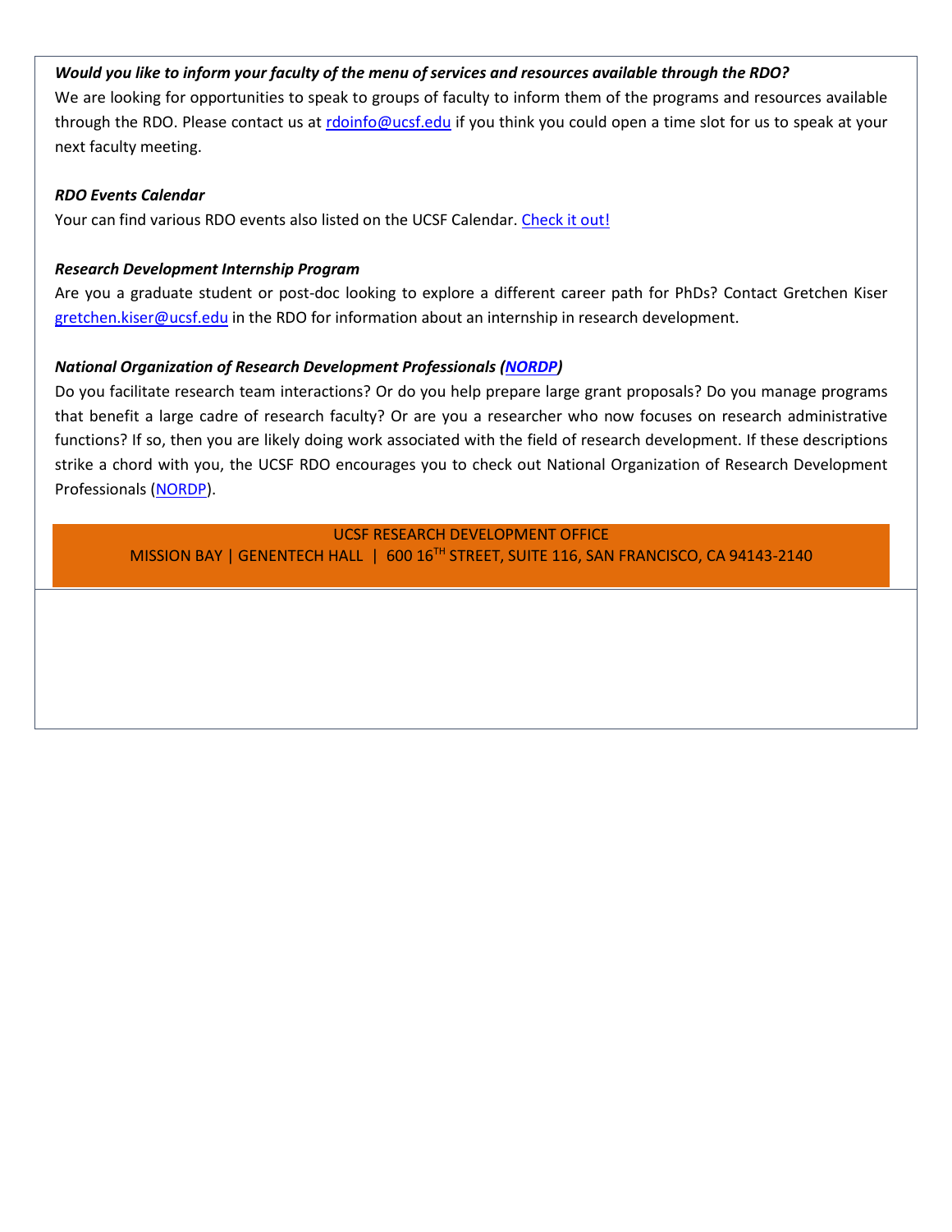***Would you like to inform your faculty of the menu of services and resources available through the RDO?***

We are looking for opportunities to speak to groups of faculty to inform them of the programs and resources available through the RDO. Please contact us at rdoinfo@ucsf.edu if you think you could open a time slot for us to speak at your next faculty meeting.

***RDO Events Calendar***

Your can find various RDO events also listed on the UCSF Calendar. Check it out!

***Research Development Internship Program***

Are you a graduate student or post-doc looking to explore a different career path for PhDs? Contact Gretchen Kiser gretchen.kiser@ucsf.edu in the RDO for information about an internship in research development.

***National Organization of Research Development Professionals (NORDP)***

Do you facilitate research team interactions? Or do you help prepare large grant proposals? Do you manage programs that benefit a large cadre of research faculty? Or are you a researcher who now focuses on research administrative functions? If so, then you are likely doing work associated with the field of research development. If these descriptions strike a chord with you, the UCSF RDO encourages you to check out National Organization of Research Development Professionals (NORDP).

UCSF RESEARCH DEVELOPMENT OFFICE
MISSION BAY | GENENTECH HALL | 600 16TH STREET, SUITE 116, SAN FRANCISCO, CA 94143-2140